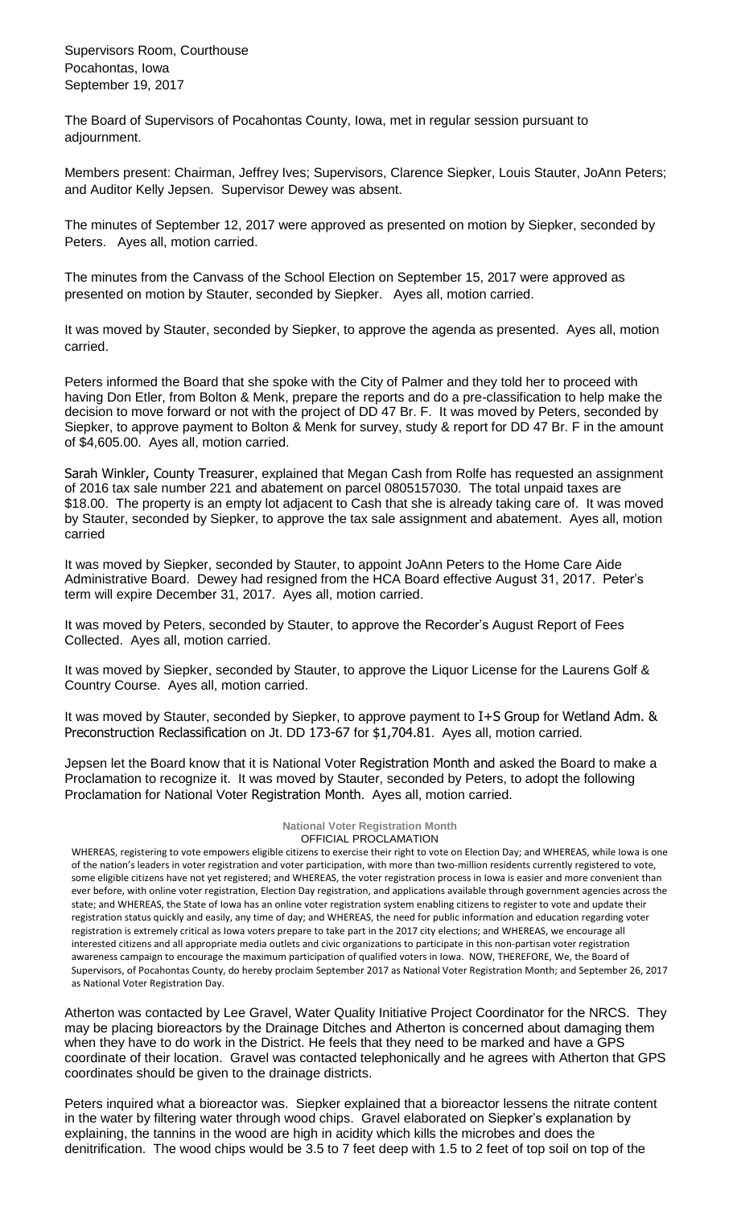Supervisors Room, Courthouse
Pocahontas, Iowa
September 19, 2017

The Board of Supervisors of Pocahontas County, Iowa, met in regular session pursuant to adjournment.

Members present: Chairman, Jeffrey Ives; Supervisors, Clarence Siepker, Louis Stauter, JoAnn Peters; and Auditor Kelly Jepsen. Supervisor Dewey was absent.

The minutes of September 12, 2017 were approved as presented on motion by Siepker, seconded by Peters. Ayes all, motion carried.

The minutes from the Canvass of the School Election on September 15, 2017 were approved as presented on motion by Stauter, seconded by Siepker. Ayes all, motion carried.

It was moved by Stauter, seconded by Siepker, to approve the agenda as presented. Ayes all, motion carried.

Peters informed the Board that she spoke with the City of Palmer and they told her to proceed with having Don Etler, from Bolton & Menk, prepare the reports and do a pre-classification to help make the decision to move forward or not with the project of DD 47 Br. F. It was moved by Peters, seconded by Siepker, to approve payment to Bolton & Menk for survey, study & report for DD 47 Br. F in the amount of $4,605.00. Ayes all, motion carried.

Sarah Winkler, County Treasurer, explained that Megan Cash from Rolfe has requested an assignment of 2016 tax sale number 221 and abatement on parcel 0805157030. The total unpaid taxes are $18.00. The property is an empty lot adjacent to Cash that she is already taking care of. It was moved by Stauter, seconded by Siepker, to approve the tax sale assignment and abatement. Ayes all, motion carried

It was moved by Siepker, seconded by Stauter, to appoint JoAnn Peters to the Home Care Aide Administrative Board. Dewey had resigned from the HCA Board effective August 31, 2017. Peter's term will expire December 31, 2017. Ayes all, motion carried.

It was moved by Peters, seconded by Stauter, to approve the Recorder's August Report of Fees Collected. Ayes all, motion carried.

It was moved by Siepker, seconded by Stauter, to approve the Liquor License for the Laurens Golf & Country Course. Ayes all, motion carried.

It was moved by Stauter, seconded by Siepker, to approve payment to I+S Group for Wetland Adm. & Preconstruction Reclassification on Jt. DD 173-67 for $1,704.81. Ayes all, motion carried.

Jepsen let the Board know that it is National Voter Registration Month and asked the Board to make a Proclamation to recognize it. It was moved by Stauter, seconded by Peters, to adopt the following Proclamation for National Voter Registration Month. Ayes all, motion carried.

**National Voter Registration Month**
OFFICIAL PROCLAMATION

WHEREAS, registering to vote empowers eligible citizens to exercise their right to vote on Election Day; and WHEREAS, while Iowa is one of the nation's leaders in voter registration and voter participation, with more than two-million residents currently registered to vote, some eligible citizens have not yet registered; and WHEREAS, the voter registration process in Iowa is easier and more convenient than ever before, with online voter registration, Election Day registration, and applications available through government agencies across the state; and WHEREAS, the State of Iowa has an online voter registration system enabling citizens to register to vote and update their registration status quickly and easily, any time of day; and WHEREAS, the need for public information and education regarding voter registration is extremely critical as Iowa voters prepare to take part in the 2017 city elections; and WHEREAS, we encourage all interested citizens and all appropriate media outlets and civic organizations to participate in this non-partisan voter registration awareness campaign to encourage the maximum participation of qualified voters in Iowa. NOW, THEREFORE, We, the Board of Supervisors, of Pocahontas County, do hereby proclaim September 2017 as National Voter Registration Month; and September 26, 2017 as National Voter Registration Day.

Atherton was contacted by Lee Gravel, Water Quality Initiative Project Coordinator for the NRCS. They may be placing bioreactors by the Drainage Ditches and Atherton is concerned about damaging them when they have to do work in the District. He feels that they need to be marked and have a GPS coordinate of their location. Gravel was contacted telephonically and he agrees with Atherton that GPS coordinates should be given to the drainage districts.

Peters inquired what a bioreactor was. Siepker explained that a bioreactor lessens the nitrate content in the water by filtering water through wood chips. Gravel elaborated on Siepker's explanation by explaining, the tannins in the wood are high in acidity which kills the microbes and does the denitrification. The wood chips would be 3.5 to 7 feet deep with 1.5 to 2 feet of top soil on top of the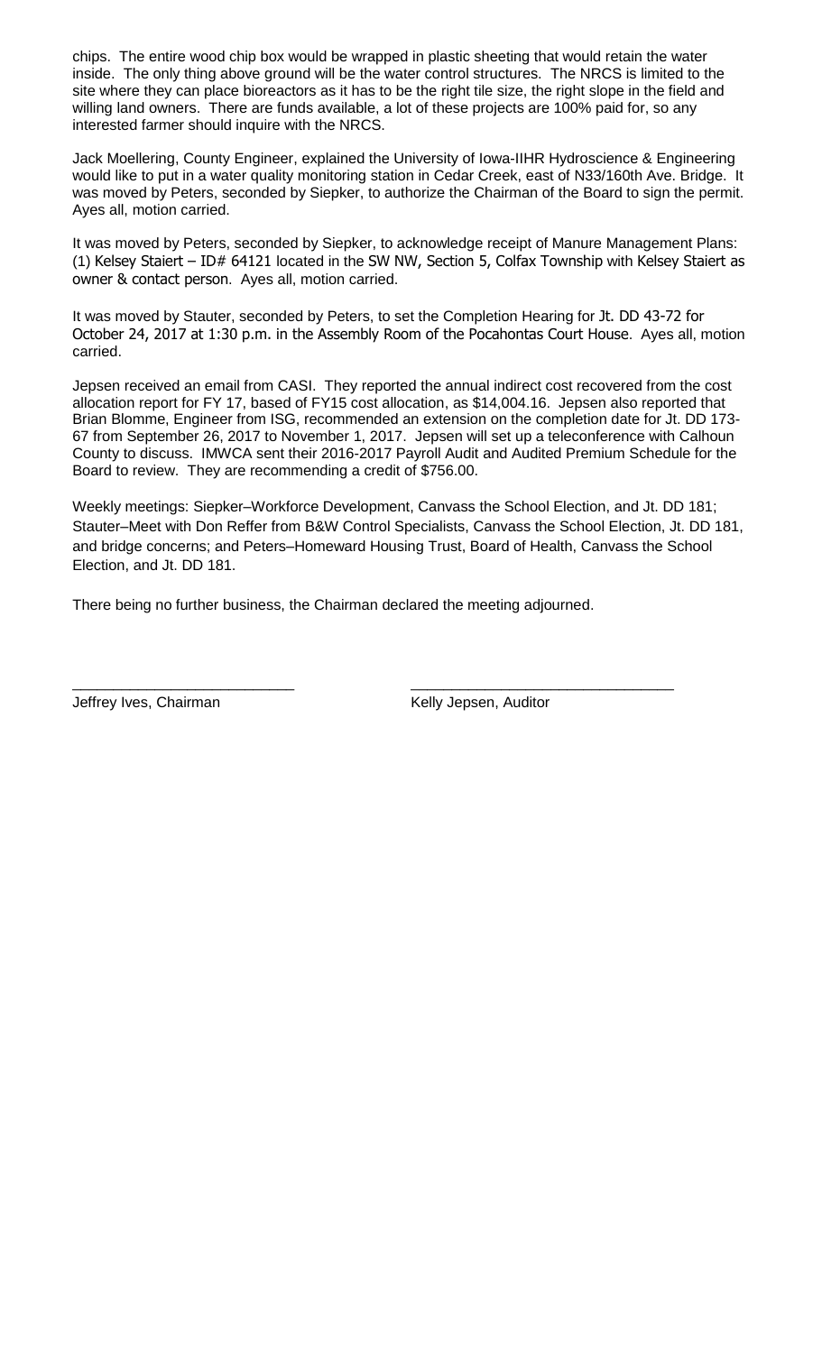chips. The entire wood chip box would be wrapped in plastic sheeting that would retain the water inside. The only thing above ground will be the water control structures. The NRCS is limited to the site where they can place bioreactors as it has to be the right tile size, the right slope in the field and willing land owners. There are funds available, a lot of these projects are 100% paid for, so any interested farmer should inquire with the NRCS.

Jack Moellering, County Engineer, explained the University of Iowa-IIHR Hydroscience & Engineering would like to put in a water quality monitoring station in Cedar Creek, east of N33/160th Ave. Bridge. It was moved by Peters, seconded by Siepker, to authorize the Chairman of the Board to sign the permit. Ayes all, motion carried.

It was moved by Peters, seconded by Siepker, to acknowledge receipt of Manure Management Plans: (1) Kelsey Staiert – ID# 64121 located in the SW NW, Section 5, Colfax Township with Kelsey Staiert as owner & contact person. Ayes all, motion carried.

It was moved by Stauter, seconded by Peters, to set the Completion Hearing for Jt. DD 43-72 for October 24, 2017 at 1:30 p.m. in the Assembly Room of the Pocahontas Court House. Ayes all, motion carried.

Jepsen received an email from CASI. They reported the annual indirect cost recovered from the cost allocation report for FY 17, based of FY15 cost allocation, as $14,004.16. Jepsen also reported that Brian Blomme, Engineer from ISG, recommended an extension on the completion date for Jt. DD 173-67 from September 26, 2017 to November 1, 2017. Jepsen will set up a teleconference with Calhoun County to discuss. IMWCA sent their 2016-2017 Payroll Audit and Audited Premium Schedule for the Board to review. They are recommending a credit of $756.00.

Weekly meetings: Siepker–Workforce Development, Canvass the School Election, and Jt. DD 181; Stauter–Meet with Don Reffer from B&W Control Specialists, Canvass the School Election, Jt. DD 181, and bridge concerns; and Peters–Homeward Housing Trust, Board of Health, Canvass the School Election, and Jt. DD 181.

There being no further business, the Chairman declared the meeting adjourned.

\_\_\_\_\_\_\_\_\_\_\_\_\_\_\_\_\_\_\_\_\_\_\_\_\_\_\_ \_\_\_\_\_\_\_\_\_\_\_\_\_\_\_\_\_\_\_\_\_\_\_\_\_\_\_\_\_\_\_\_

Jeffrey Ives, Chairman Kelly Jepsen, Auditor